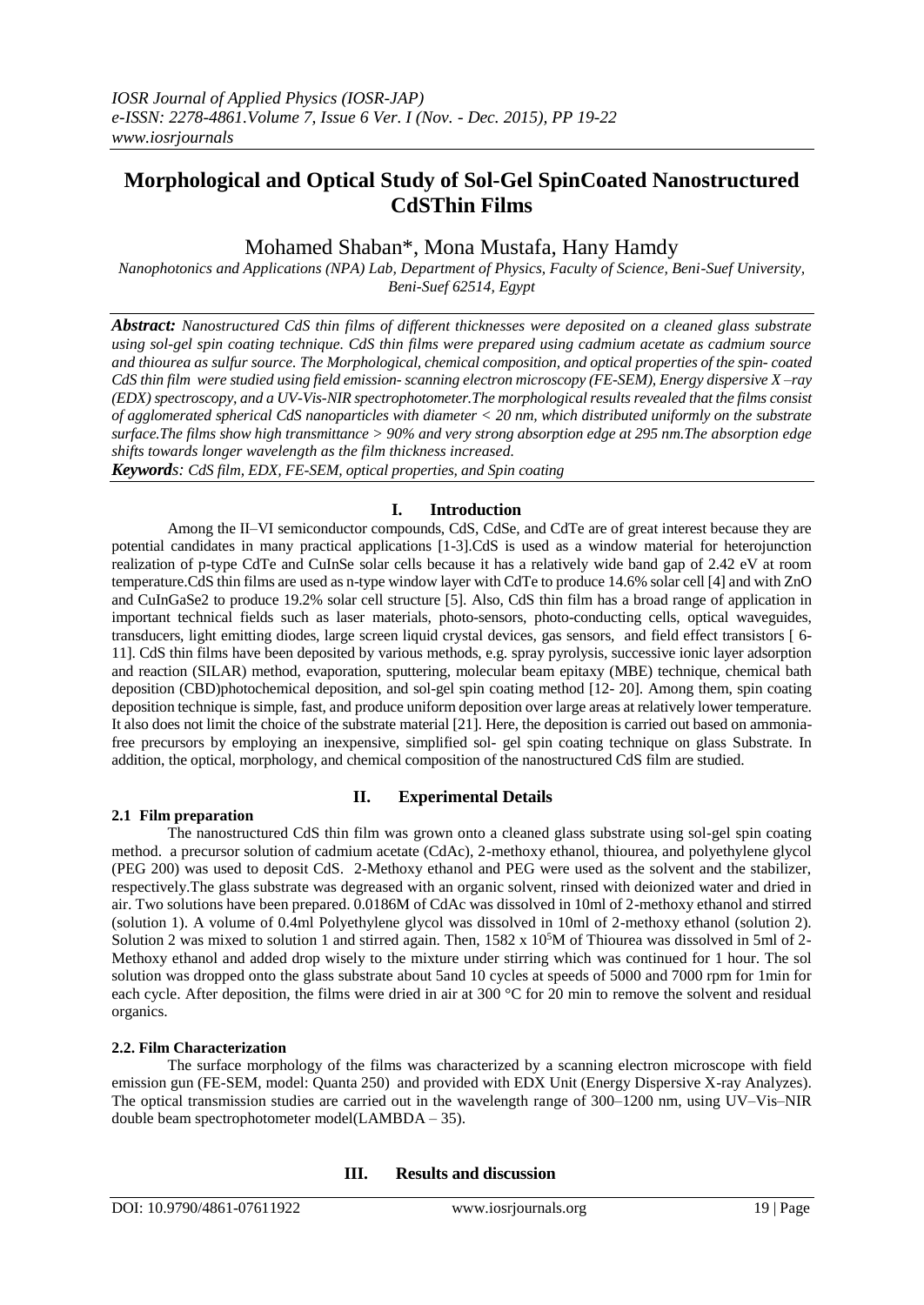# Morphological and Optical Study of Sol-Gel SpinCoated Nanostructured CdSThin Films

Mohamed Shaban*, Mona Mustafa, Hany Hamdy

*Nanophotonics and Applications (NPA) Lab, Department of Physics, Faculty of Science, Beni-Suef University, Beni-Suef 62514, Egypt*

***Abstract:*** *Nanostructured CdS thin films of different thicknesses were deposited on a cleaned glass substrate using sol-gel spin coating technique. CdS thin films were prepared using cadmium acetate as cadmium source and thiourea as sulfur source. The Morphological, chemical composition, and optical properties of the spin- coated CdS thin film were studied using field emission- scanning electron microscopy (FE-SEM), Energy dispersive X –ray (EDX) spectroscopy, and a UV-Vis-NIR spectrophotometer.The morphological results revealed that the films consist of agglomerated spherical CdS nanoparticles with diameter < 20 nm, which distributed uniformly on the substrate surface.The films show high transmittance > 90% and very strong absorption edge at 295 nm.The absorption edge shifts towards longer wavelength as the film thickness increased.*

***Keywords****: CdS film, EDX, FE-SEM, optical properties, and Spin coating*

## I. Introduction

Among the II–VI semiconductor compounds, CdS, CdSe, and CdTe are of great interest because they are potential candidates in many practical applications [1-3].CdS is used as a window material for heterojunction realization of p-type CdTe and CuInSe solar cells because it has a relatively wide band gap of 2.42 eV at room temperature.CdS thin films are used as n-type window layer with CdTe to produce 14.6% solar cell [4] and with ZnO and CuInGaSe2 to produce 19.2% solar cell structure [5]. Also, CdS thin film has a broad range of application in important technical fields such as laser materials, photo-sensors, photo-conducting cells, optical waveguides, transducers, light emitting diodes, large screen liquid crystal devices, gas sensors, and field effect transistors [ 6-11]. CdS thin films have been deposited by various methods, e.g. spray pyrolysis, successive ionic layer adsorption and reaction (SILAR) method, evaporation, sputtering, molecular beam epitaxy (MBE) technique, chemical bath deposition (CBD)photochemical deposition, and sol-gel spin coating method [12- 20]. Among them, spin coating deposition technique is simple, fast, and produce uniform deposition over large areas at relatively lower temperature. It also does not limit the choice of the substrate material [21]. Here, the deposition is carried out based on ammonia-free precursors by employing an inexpensive, simplified sol- gel spin coating technique on glass Substrate. In addition, the optical, morphology, and chemical composition of the nanostructured CdS film are studied.

## II. Experimental Details

### 2.1 Film preparation

The nanostructured CdS thin film was grown onto a cleaned glass substrate using sol-gel spin coating method. a precursor solution of cadmium acetate (CdAc), 2-methoxy ethanol, thiourea, and polyethylene glycol (PEG 200) was used to deposit CdS. 2-Methoxy ethanol and PEG were used as the solvent and the stabilizer, respectively.The glass substrate was degreased with an organic solvent, rinsed with deionized water and dried in air. Two solutions have been prepared. 0.0186M of CdAc was dissolved in 10ml of 2-methoxy ethanol and stirred (solution 1). A volume of 0.4ml Polyethylene glycol was dissolved in 10ml of 2-methoxy ethanol (solution 2). Solution 2 was mixed to solution 1 and stirred again. Then, 1582 x $10^5$M of Thiourea was dissolved in 5ml of 2-Methoxy ethanol and added drop wisely to the mixture under stirring which was continued for 1 hour. The sol solution was dropped onto the glass substrate about 5and 10 cycles at speeds of 5000 and 7000 rpm for 1min for each cycle. After deposition, the films were dried in air at 300 °C for 20 min to remove the solvent and residual organics.

### 2.2. Film Characterization

The surface morphology of the films was characterized by a scanning electron microscope with field emission gun (FE-SEM, model: Quanta 250) and provided with EDX Unit (Energy Dispersive X-ray Analyzes). The optical transmission studies are carried out in the wavelength range of 300–1200 nm, using UV–Vis–NIR double beam spectrophotometer model(LAMBDA – 35).

## III. Results and discussion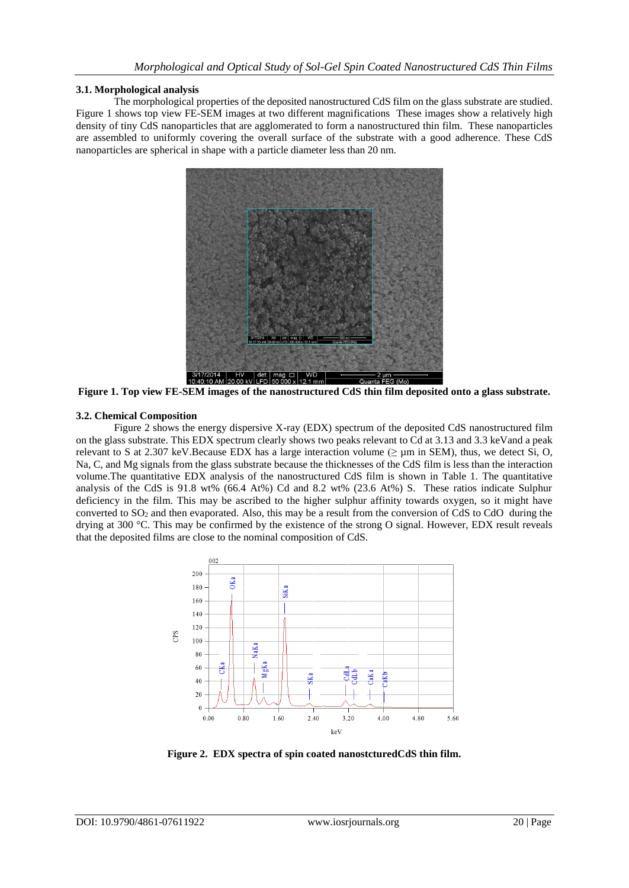### 3.1. Morphological analysis

The morphological properties of the deposited nanostructured CdS film on the glass substrate are studied. Figure 1 shows top view FE-SEM images at two different magnifications These images show a relatively high density of tiny CdS nanoparticles that are agglomerated to form a nanostructured thin film. These nanoparticles are assembled to uniformly covering the overall surface of the substrate with a good adherence. These CdS nanoparticles are spherical in shape with a particle diameter less than 20 nm.

**Figure 1. Top view FE-SEM images of the nanostructured CdS thin film deposited onto a glass substrate.**

### 3.2. Chemical Composition

Figure 2 shows the energy dispersive X-ray (EDX) spectrum of the deposited CdS nanostructured film on the glass substrate. This EDX spectrum clearly shows two peaks relevant to Cd at 3.13 and 3.3 keVand a peak relevant to S at 2.307 keV.Because EDX has a large interaction volume (≥ µm in SEM), thus, we detect Si, O, Na, C, and Mg signals from the glass substrate because the thicknesses of the CdS film is less than the interaction volume.The quantitative EDX analysis of the nanostructured CdS film is shown in Table 1. The quantitative analysis of the CdS is 91.8 wt% (66.4 At%) Cd and 8.2 wt% (23.6 At%) S. These ratios indicate Sulphur deficiency in the film. This may be ascribed to the higher sulphur affinity towards oxygen, so it might have converted to $SO_2$ and then evaporated. Also, this may be a result from the conversion of CdS to CdO during the drying at 300 °C. This may be confirmed by the existence of the strong O signal. However, EDX result reveals that the deposited films are close to the nominal composition of CdS.

**Figure 2. EDX spectra of spin coated nanostcturedCdS thin film.**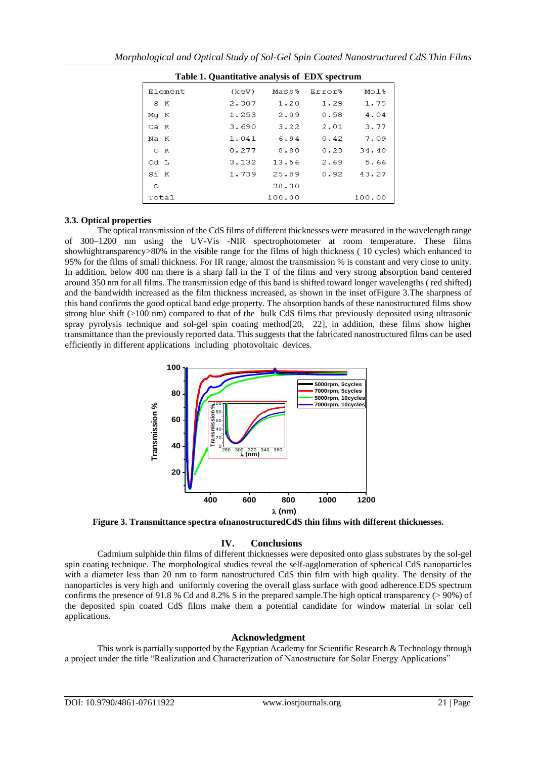**Table 1. Quantitative analysis of EDX spectrum**

| Element | (keV) | Mass% | Error% | Mol% |
|---|---|---|---|---|
| S K | 2.307 | 1.20 | 1.29 | 1.75 |
| Mg K | 1.253 | 2.09 | 0.58 | 4.04 |
| Ca K | 3.690 | 3.22 | 2.01 | 3.77 |
| Na K | 1.041 | 6.94 | 0.42 | 7.09 |
| C K | 0.277 | 8.80 | 0.23 | 34.40 |
| Cd L | 3.132 | 13.56 | 2.69 | 5.66 |
| Si K | 1.739 | 25.89 | 0.92 | 43.27 |
| O | | 38.30 | | |
| Total | | 100.00 | | 100.00 |

### 3.3. Optical properties

The optical transmission of the CdS films of different thicknesses were measured in the wavelength range of 300–1200 nm using the UV-Vis -NIR spectrophotometer at room temperature. These films showhightransparency>80% in the visible range for the films of high thickness ( 10 cycles) which enhanced to 95% for the films of small thickness. For IR range, almost the transmission % is constant and very close to unity. In addition, below 400 nm there is a sharp fall in the T of the films and very strong absorption band centered around 350 nm for all films. The transmission edge of this band is shifted toward longer wavelengths ( red shifted) and the bandwidth increased as the film thickness increased, as shown in the inset ofFigure 3.The sharpness of this band confirms the good optical band edge property. The absorption bands of these nanostructured films show strong blue shift (>100 nm) compared to that of the bulk CdS films that previously deposited using ultrasonic spray pyrolysis technique and sol-gel spin coating method[20, 22], in addition, these films show higher transmittance than the previously reported data. This suggests that the fabricated nanostructured films can be used efficiently in different applications including photovoltaic devices.

**Figure 3. Transmittance spectra ofnanostructuredCdS thin films with different thicknesses.**

## IV. Conclusions

Cadmium sulphide thin films of different thicknesses were deposited onto glass substrates by the sol-gel spin coating technique. The morphological studies reveal the self-agglomeration of spherical CdS nanoparticles with a diameter less than 20 nm to form nanostructured CdS thin film with high quality. The density of the nanoparticles is very high and uniformly covering the overall glass surface with good adherence.EDS spectrum confirms the presence of 91.8 % Cd and 8.2% S in the prepared sample.The high optical transparency (> 90%) of the deposited spin coated CdS films make them a potential candidate for window material in solar cell applications.

## Acknowledgment

This work is partially supported by the Egyptian Academy for Scientific Research & Technology through a project under the title "Realization and Characterization of Nanostructure for Solar Energy Applications"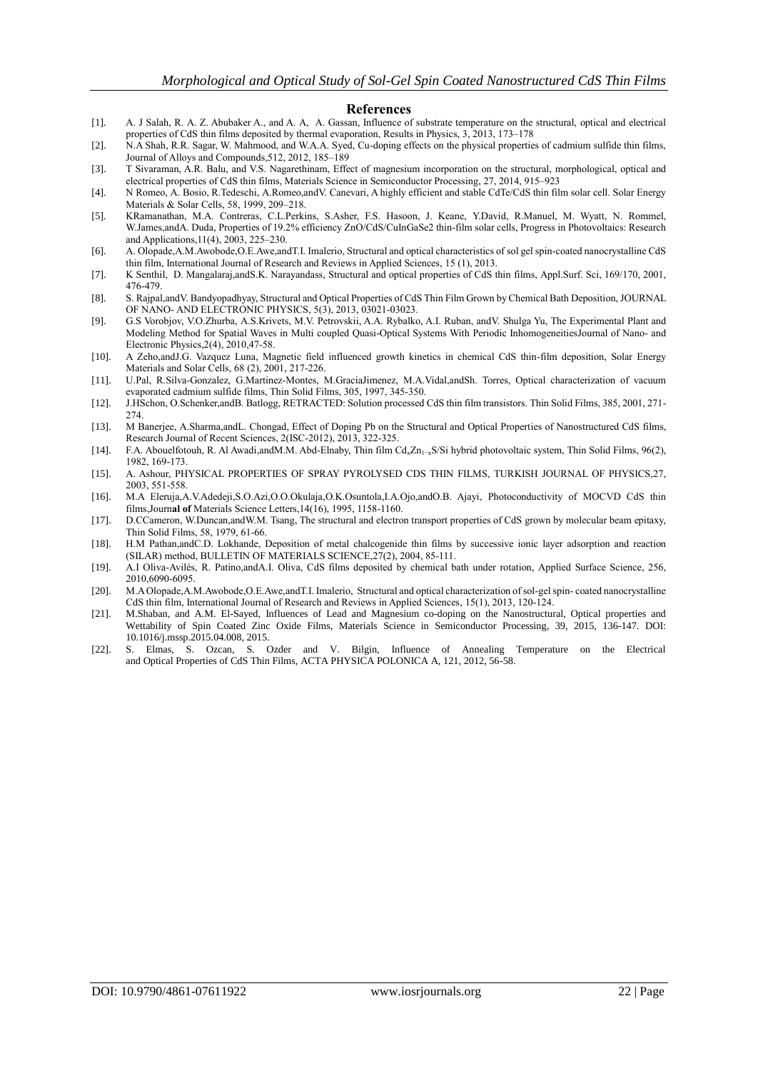## References

[1]. A. J Salah, R. A. Z. Abubaker A., and A. A, A. Gassan, Influence of substrate temperature on the structural, optical and electrical properties of CdS thin films deposited by thermal evaporation, Results in Physics, 3, 2013, 173–178

[2]. N.A Shah, R.R. Sagar, W. Mahmood, and W.A.A. Syed, Cu-doping effects on the physical properties of cadmium sulfide thin films, Journal of Alloys and Compounds,512, 2012, 185–189

[3]. T Sivaraman, A.R. Balu, and V.S. Nagarethinam, Effect of magnesium incorporation on the structural, morphological, optical and electrical properties of CdS thin films, Materials Science in Semiconductor Processing, 27, 2014, 915–923

[4]. N Romeo, A. Bosio, R.Tedeschi, A.Romeo,andV. Canevari, A highly efficient and stable CdTe/CdS thin film solar cell. Solar Energy Materials & Solar Cells, 58, 1999, 209–218.

[5]. KRamanathan, M.A. Contreras, C.L.Perkins, S.Asher, F.S. Hasoon, J. Keane, Y.David, R.Manuel, M. Wyatt, N. Rommel, W.James,andA. Duda, Properties of 19.2% efficiency ZnO/CdS/CuInGaSe2 thin-film solar cells, Progress in Photovoltaics: Research and Applications,11(4), 2003, 225–230.

[6]. A. Olopade,A.M.Awobode,O.E.Awe,andT.I. Imalerio, Structural and optical characteristics of sol gel spin-coated nanocrystalline CdS thin film, International Journal of Research and Reviews in Applied Sciences, 15 (1), 2013.

[7]. K Senthil, D. Mangalaraj,andS.K. Narayandass, Structural and optical properties of CdS thin films, Appl.Surf. Sci, 169/170, 2001, 476-479.

[8]. S. Rajpal,andV. Bandyopadhyay, Structural and Optical Properties of CdS Thin Film Grown by Chemical Bath Deposition, JOURNAL OF NANO- AND ELECTRONIC PHYSICS, 5(3), 2013, 03021-03023.

[9]. G.S Vorobjov, V.O.Zhurba, A.S.Krivets, M.V. Petrovskii, A.A. Rybalko, A.I. Ruban, andV. Shulga Yu, The Experimental Plant and Modeling Method for Spatial Waves in Multi coupled Quasi-Optical Systems With Periodic InhomogeneitiesJournal of Nano- and Electronic Physics,2(4), 2010,47-58.

[10]. A Zeho,andJ.G. Vazquez Luna, Magnetic field influenced growth kinetics in chemical CdS thin-film deposition, Solar Energy Materials and Solar Cells, 68 (2), 2001, 217-226.

[11]. U.Pal, R.Silva-Gonzalez, G.Martinez-Montes, M.GraciaJimenez, M.A.Vidal,andSh. Torres, Optical characterization of vacuum evaporated cadmium sulfide films, Thin Solid Films, 305, 1997, 345-350.

[12]. J.HSchon, O.Schenker,andB. Batlogg, RETRACTED: Solution processed CdS thin film transistors. Thin Solid Films, 385, 2001, 271-274.

[13]. M Banerjee, A.Sharma,andL. Chongad, Effect of Doping Pb on the Structural and Optical Properties of Nanostructured CdS films, Research Journal of Recent Sciences, 2(ISC-2012), 2013, 322-325.

[14]. F.A. Abouelfotouh, R. Al Awadi,andM.M. Abd-Elnaby, Thin film $Cd_xZn_{1-x}S$/Si hybrid photovoltaic system, Thin Solid Films, 96(2), 1982, 169-173.

[15]. A. Ashour, PHYSICAL PROPERTIES OF SPRAY PYROLYSED CDS THIN FILMS, TURKISH JOURNAL OF PHYSICS,27, 2003, 551-558.

[16]. M.A Eleruja,A.V.Adedeji,S.O.Azi,O.O.Okulaja,O.K.Osuntola,I.A.Ojo,andO.B. Ajayi, Photoconductivity of MOCVD CdS thin films,Journal of Materials Science Letters,14(16), 1995, 1158-1160.

[17]. D.CCameron, W.Duncan,andW.M. Tsang, The structural and electron transport properties of CdS grown by molecular beam epitaxy, Thin Solid Films, 58, 1979, 61-66.

[18]. H.M Pathan,andC.D. Lokhande, Deposition of metal chalcogenide thin films by successive ionic layer adsorption and reaction (SILAR) method, BULLETIN OF MATERIALS SCIENCE,27(2), 2004, 85-111.

[19]. A.I Oliva-Avilés, R. Patino,andA.I. Oliva, CdS films deposited by chemical bath under rotation, Applied Surface Science, 256, 2010,6090-6095.

[20]. M.A Olopade,A.M.Awobode,O.E.Awe,andT.I. Imalerio, Structural and optical characterization of sol-gel spin- coated nanocrystalline CdS thin film, International Journal of Research and Reviews in Applied Sciences, 15(1), 2013, 120-124.

[21]. M.Shaban, and A.M. El-Sayed, Influences of Lead and Magnesium co-doping on the Nanostructural, Optical properties and Wettability of Spin Coated Zinc Oxide Films, Materials Science in Semiconductor Processing, 39, 2015, 136-147. DOI: 10.1016/j.mssp.2015.04.008, 2015.

[22]. S. Elmas, S. Ozcan, S. Ozder and V. Bilgin, Influence of Annealing Temperature on the Electrical and Optical Properties of CdS Thin Films, ACTA PHYSICA POLONICA A, 121, 2012, 56-58.